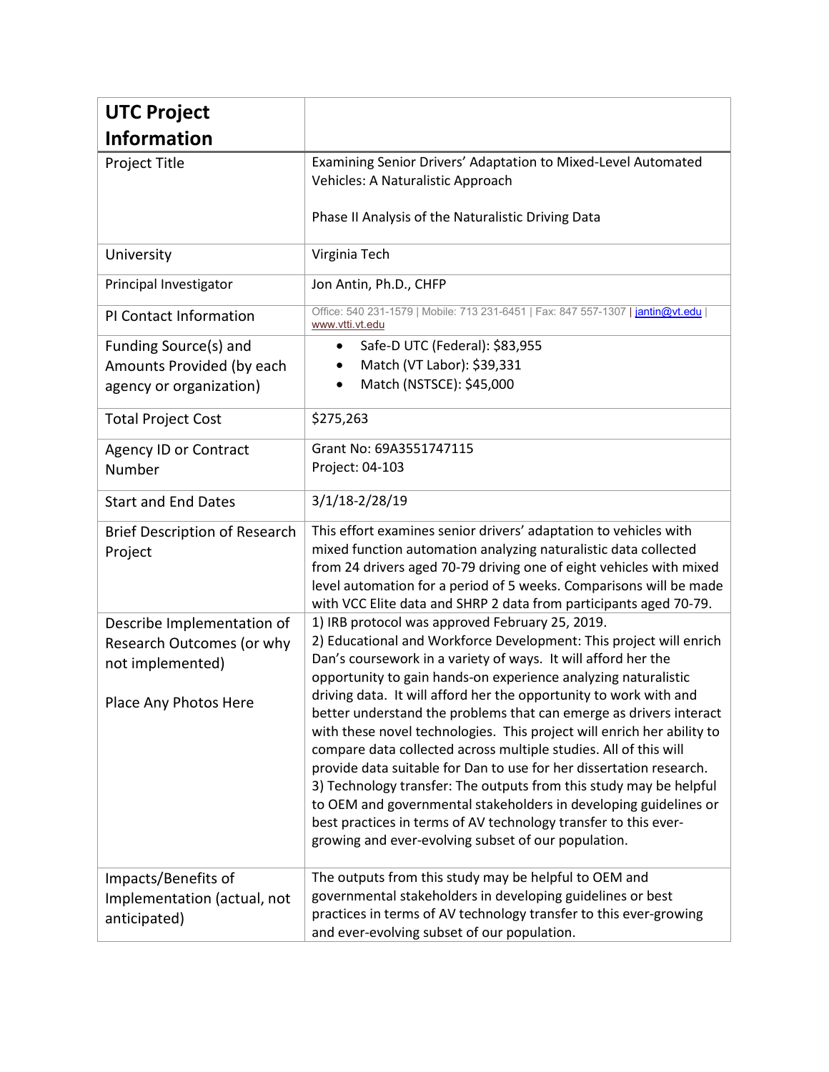| UTC Project Information | |
|---|---|
| Project Title | Examining Senior Drivers' Adaptation to Mixed-Level Automated Vehicles: A Naturalistic Approach<br><br>Phase II Analysis of the Naturalistic Driving Data |
| University | Virginia Tech |
| Principal Investigator | Jon Antin, Ph.D., CHFP |
| PI Contact Information | Office: 540 231-1579 \| Mobile: 713 231-6451 \| Fax: 847 557-1307 \| jantin@vt.edu \| www.vtti.vt.edu |
| Funding Source(s) and Amounts Provided (by each agency or organization) | • Safe-D UTC (Federal): $83,955<br>• Match (VT Labor): $39,331<br>• Match (NSTSCE): $45,000 |
| Total Project Cost | $275,263 |
| Agency ID or Contract Number | Grant No: 69A3551747115<br>Project: 04-103 |
| Start and End Dates | 3/1/18-2/28/19 |
| Brief Description of Research Project | This effort examines senior drivers' adaptation to vehicles with mixed function automation analyzing naturalistic data collected from 24 drivers aged 70-79 driving one of eight vehicles with mixed level automation for a period of 5 weeks. Comparisons will be made with VCC Elite data and SHRP 2 data from participants aged 70-79. |
| Describe Implementation of Research Outcomes (or why not implemented)<br><br>Place Any Photos Here | 1) IRB protocol was approved February 25, 2019.<br>2) Educational and Workforce Development: This project will enrich Dan's coursework in a variety of ways. It will afford her the opportunity to gain hands-on experience analyzing naturalistic driving data. It will afford her the opportunity to work with and better understand the problems that can emerge as drivers interact with these novel technologies. This project will enrich her ability to compare data collected across multiple studies. All of this will provide data suitable for Dan to use for her dissertation research.<br>3) Technology transfer: The outputs from this study may be helpful to OEM and governmental stakeholders in developing guidelines or best practices in terms of AV technology transfer to this ever-growing and ever-evolving subset of our population. |
| Impacts/Benefits of Implementation (actual, not anticipated) | The outputs from this study may be helpful to OEM and governmental stakeholders in developing guidelines or best practices in terms of AV technology transfer to this ever-growing and ever-evolving subset of our population. |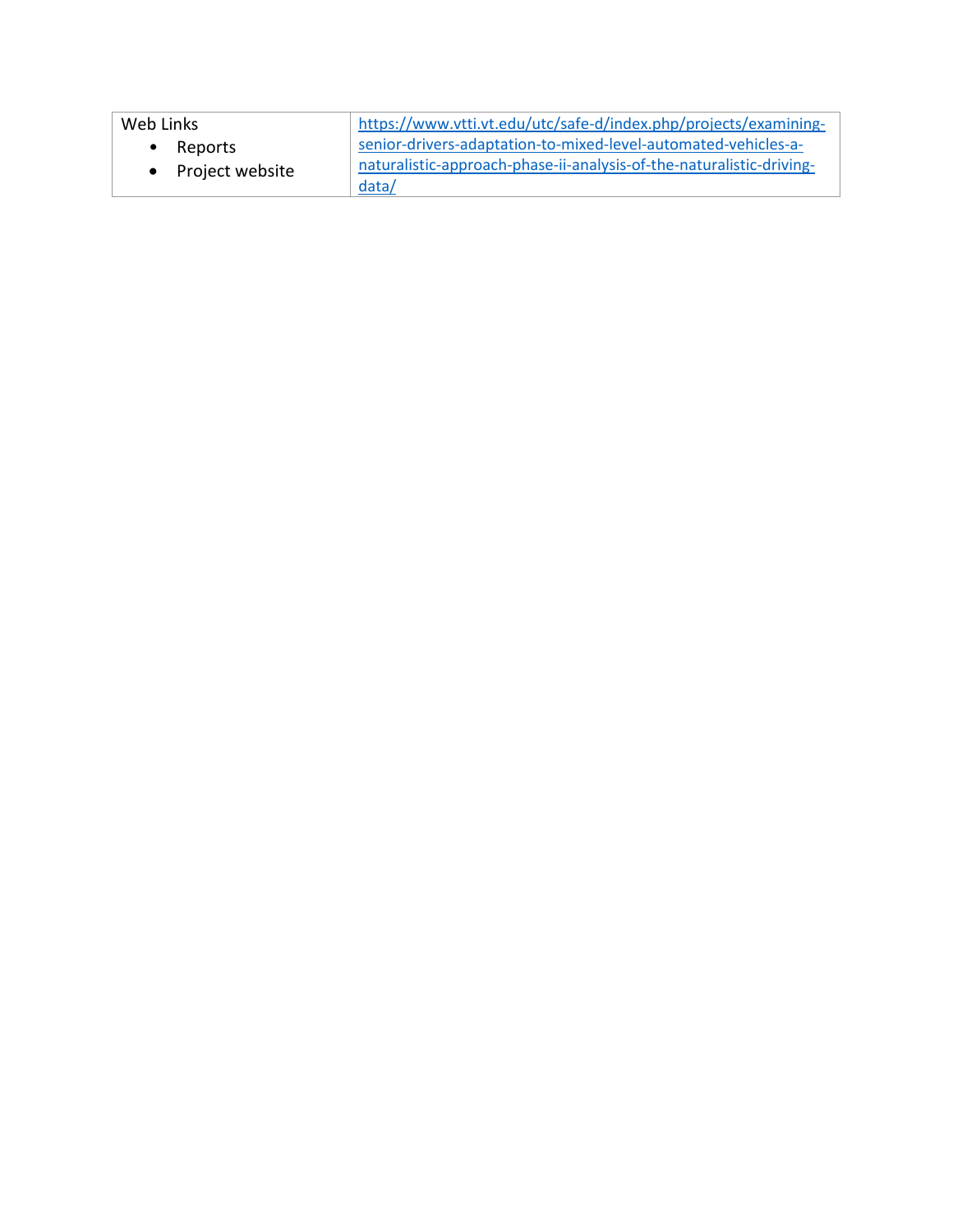| | |
|---|---|
| Web Links<br>• Reports<br>• Project website | https://www.vtti.vt.edu/utc/safe-d/index.php/projects/examining-senior-drivers-adaptation-to-mixed-level-automated-vehicles-a-naturalistic-approach-phase-ii-analysis-of-the-naturalistic-driving-data/ |